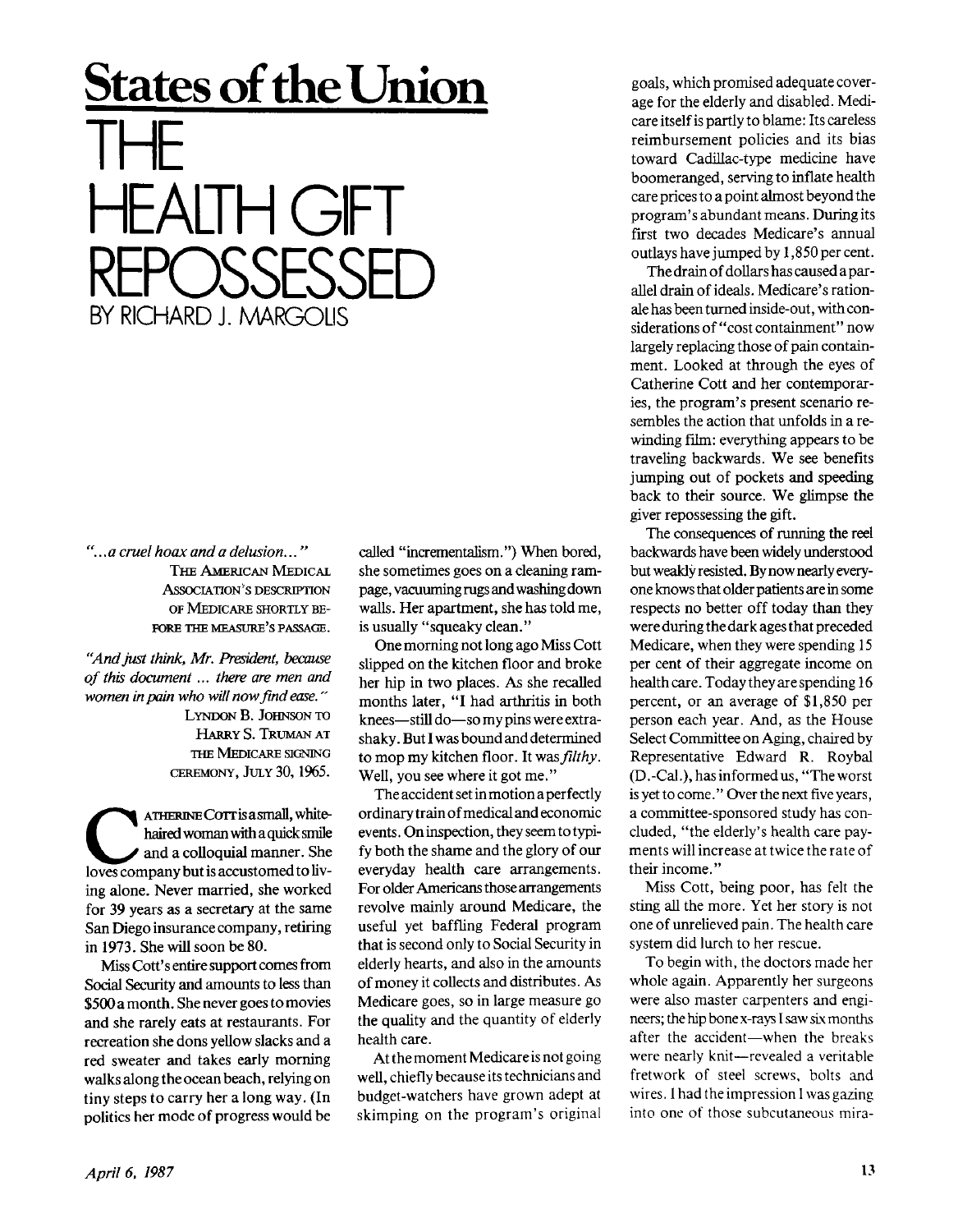# States of the Union

# THE HEALTH GIFT REPOSSESSED

BY RICHARD J. MARGOLIS

*"...a cruel hoax and a delusion..."*

THE AMERICAN MEDICAL ASSOCIATION'S DESCRIPTION OF MEDICARE SHORTLY BEFORE THE MEASURE'S PASSAGE.

*"And just think, Mr. President, because of this document ... there are men and women in pain who will now find ease."*

LYNDON B. JOHNSON TO HARRY S. TRUMAN AT THE MEDICARE SIGNING CEREMONY, JULY 30, 1965.

CATHERINE COTT is a small, white-haired woman with a quick smile and a colloquial manner. She loves company but is accustomed to living alone. Never married, she worked for 39 years as a secretary at the same San Diego insurance company, retiring in 1973. She will soon be 80.

Miss Cott's entire support comes from Social Security and amounts to less than $500 a month. She never goes to movies and she rarely eats at restaurants. For recreation she dons yellow slacks and a red sweater and takes early morning walks along the ocean beach, relying on tiny steps to carry her a long way. (In politics her mode of progress would be called "incrementalism.") When bored, she sometimes goes on a cleaning rampage, vacuuming rugs and washing down walls. Her apartment, she has told me, is usually "squeaky clean."

One morning not long ago Miss Cott slipped on the kitchen floor and broke her hip in two places. As she recalled months later, "I had arthritis in both knees—still do—so my pins were extra-shaky. But I was bound and determined to mop my kitchen floor. It was *filthy*. Well, you see where it got me."

The accident set in motion a perfectly ordinary train of medical and economic events. On inspection, they seem to typify both the shame and the glory of our everyday health care arrangements. For older Americans those arrangements revolve mainly around Medicare, the useful yet baffling Federal program that is second only to Social Security in elderly hearts, and also in the amounts of money it collects and distributes. As Medicare goes, so in large measure go the quality and the quantity of elderly health care.

At the moment Medicare is not going well, chiefly because its technicians and budget-watchers have grown adept at skimping on the program's original goals, which promised adequate coverage for the elderly and disabled. Medicare itself is partly to blame: Its careless reimbursement policies and its bias toward Cadillac-type medicine have boomeranged, serving to inflate health care prices to a point almost beyond the program's abundant means. During its first two decades Medicare's annual outlays have jumped by 1,850 per cent.

The drain of dollars has caused a parallel drain of ideals. Medicare's rationale has been turned inside-out, with considerations of "cost containment" now largely replacing those of pain containment. Looked at through the eyes of Catherine Cott and her contemporaries, the program's present scenario resembles the action that unfolds in a rewinding film: everything appears to be traveling backwards. We see benefits jumping out of pockets and speeding back to their source. We glimpse the giver repossessing the gift.

The consequences of running the reel backwards have been widely understood but weakly resisted. By now nearly everyone knows that older patients are in some respects no better off today than they were during the dark ages that preceded Medicare, when they were spending 15 per cent of their aggregate income on health care. Today they are spending 16 percent, or an average of $1,850 per person each year. And, as the House Select Committee on Aging, chaired by Representative Edward R. Roybal (D.-Cal.), has informed us, "The worst is yet to come." Over the next five years, a committee-sponsored study has concluded, "the elderly's health care payments will increase at twice the rate of their income."

Miss Cott, being poor, has felt the sting all the more. Yet her story is not one of unrelieved pain. The health care system did lurch to her rescue.

To begin with, the doctors made her whole again. Apparently her surgeons were also master carpenters and engineers; the hip bone x-rays I saw six months after the accident—when the breaks were nearly knit—revealed a veritable fretwork of steel screws, bolts and wires. I had the impression I was gazing into one of those subcutaneous mira-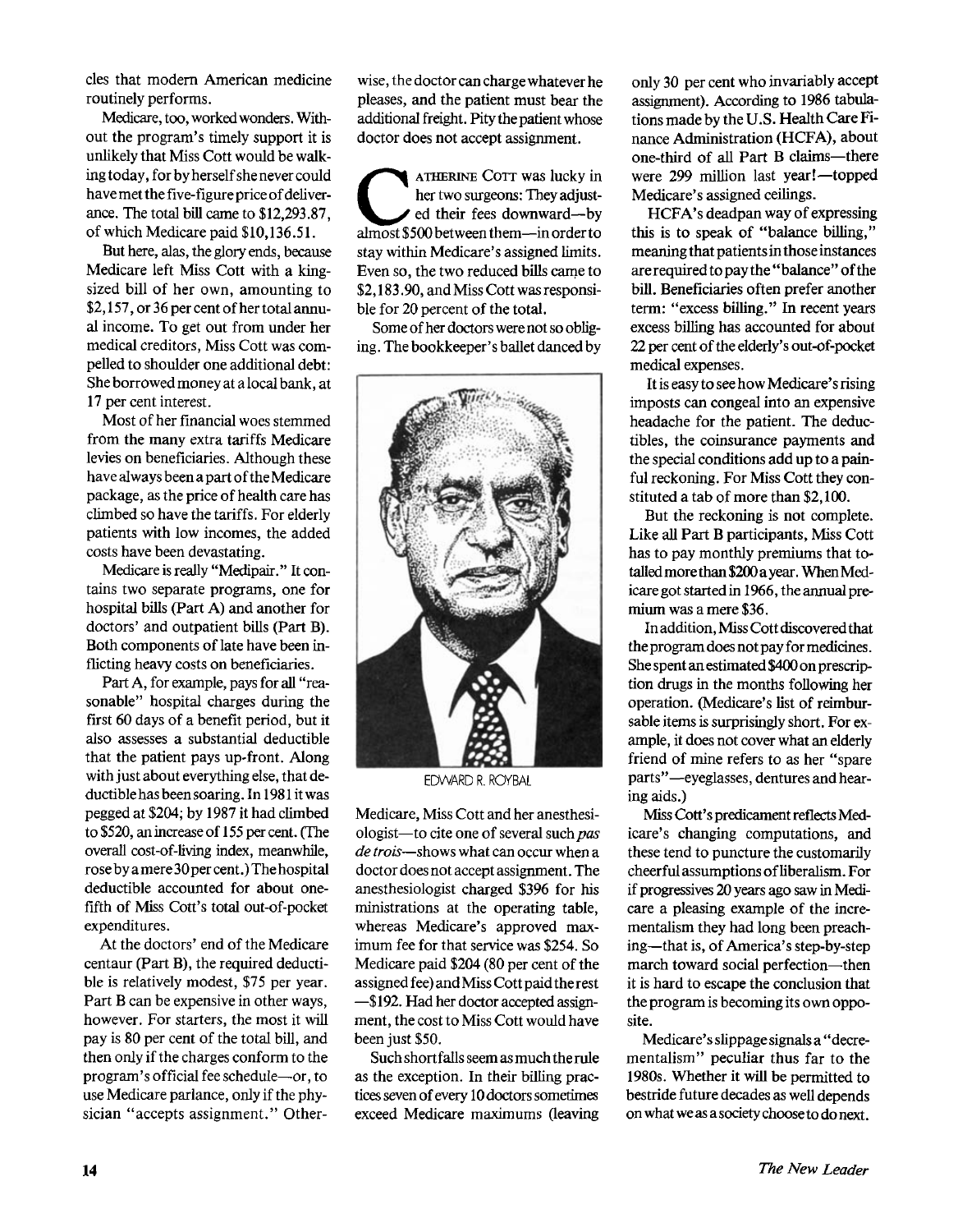cles that modern American medicine routinely performs.

Medicare, too, worked wonders. Without the program's timely support it is unlikely that Miss Cott would be walking today, for by herself she never could have met the five-figure price of deliverance. The total bill came to $12,293.87, of which Medicare paid $10,136.51.

But here, alas, the glory ends, because Medicare left Miss Cott with a king-sized bill of her own, amounting to $2,157, or 36 per cent of her total annual income. To get out from under her medical creditors, Miss Cott was compelled to shoulder one additional debt: She borrowed money at a local bank, at 17 per cent interest.

Most of her financial woes stemmed from the many extra tariffs Medicare levies on beneficiaries. Although these have always been a part of the Medicare package, as the price of health care has climbed so have the tariffs. For elderly patients with low incomes, the added costs have been devastating.

Medicare is really "Medipair." It contains two separate programs, one for hospital bills (Part A) and another for doctors' and outpatient bills (Part B). Both components of late have been inflicting heavy costs on beneficiaries.

Part A, for example, pays for all "reasonable" hospital charges during the first 60 days of a benefit period, but it also assesses a substantial deductible that the patient pays up-front. Along with just about everything else, that deductible has been soaring. In 1981 it was pegged at $204; by 1987 it had climbed to $520, an increase of 155 per cent. (The overall cost-of-living index, meanwhile, rose by a mere 30 per cent.) The hospital deductible accounted for about one-fifth of Miss Cott's total out-of-pocket expenditures.

At the doctors' end of the Medicare centaur (Part B), the required deductible is relatively modest, $75 per year. Part B can be expensive in other ways, however. For starters, the most it will pay is 80 per cent of the total bill, and then only if the charges conform to the program's official fee schedule—or, to use Medicare parlance, only if the physician "accepts assignment." Otherwise, the doctor can charge whatever he pleases, and the patient must bear the additional freight. Pity the patient whose doctor does not accept assignment.

Catherine Cott was lucky in her two surgeons: They adjusted their fees downward—by almost $500 between them—in order to stay within Medicare's assigned limits. Even so, the two reduced bills came to $2,183.90, and Miss Cott was responsible for 20 percent of the total.

Some of her doctors were not so obliging. The bookkeeper's ballet danced by Medicare, Miss Cott and her anesthesiologist—to cite one of several such *pas de trois*—shows what can occur when a doctor does not accept assignment. The anesthesiologist charged $396 for his ministrations at the operating table, whereas Medicare's approved maximum fee for that service was $254. So Medicare paid $204 (80 per cent of the assigned fee) and Miss Cott paid the rest —$192. Had her doctor accepted assignment, the cost to Miss Cott would have been just $50.

EDWARD R. ROYBAL

Such shortfalls seem as much the rule as the exception. In their billing practices seven of every 10 doctors sometimes exceed Medicare maximums (leaving only 30 per cent who invariably accept assignment). According to 1986 tabulations made by the U.S. Health Care Finance Administration (HCFA), about one-third of all Part B claims—there were 299 million last year!—topped Medicare's assigned ceilings.

HCFA's deadpan way of expressing this is to speak of "balance billing," meaning that patients in those instances are required to pay the "balance" of the bill. Beneficiaries often prefer another term: "excess billing." In recent years excess billing has accounted for about 22 per cent of the elderly's out-of-pocket medical expenses.

It is easy to see how Medicare's rising imposts can congeal into an expensive headache for the patient. The deductibles, the coinsurance payments and the special conditions add up to a painful reckoning. For Miss Cott they constituted a tab of more than $2,100.

But the reckoning is not complete. Like all Part B participants, Miss Cott has to pay monthly premiums that totalled more than $200 a year. When Medicare got started in 1966, the annual premium was a mere $36.

In addition, Miss Cott discovered that the program does not pay for medicines. She spent an estimated $400 on prescription drugs in the months following her operation. (Medicare's list of reimbursable items is surprisingly short. For example, it does not cover what an elderly friend of mine refers to as her "spare parts"—eyeglasses, dentures and hearing aids.)

Miss Cott's predicament reflects Medicare's changing computations, and these tend to puncture the customarily cheerful assumptions of liberalism. For if progressives 20 years ago saw in Medicare a pleasing example of the incrementalism they had long been preaching—that is, of America's step-by-step march toward social perfection—then it is hard to escape the conclusion that the program is becoming its own opposite.

Medicare's slippage signals a "decrementalism" peculiar thus far to the 1980s. Whether it will be permitted to bestride future decades as well depends on what we as a society choose to do next.